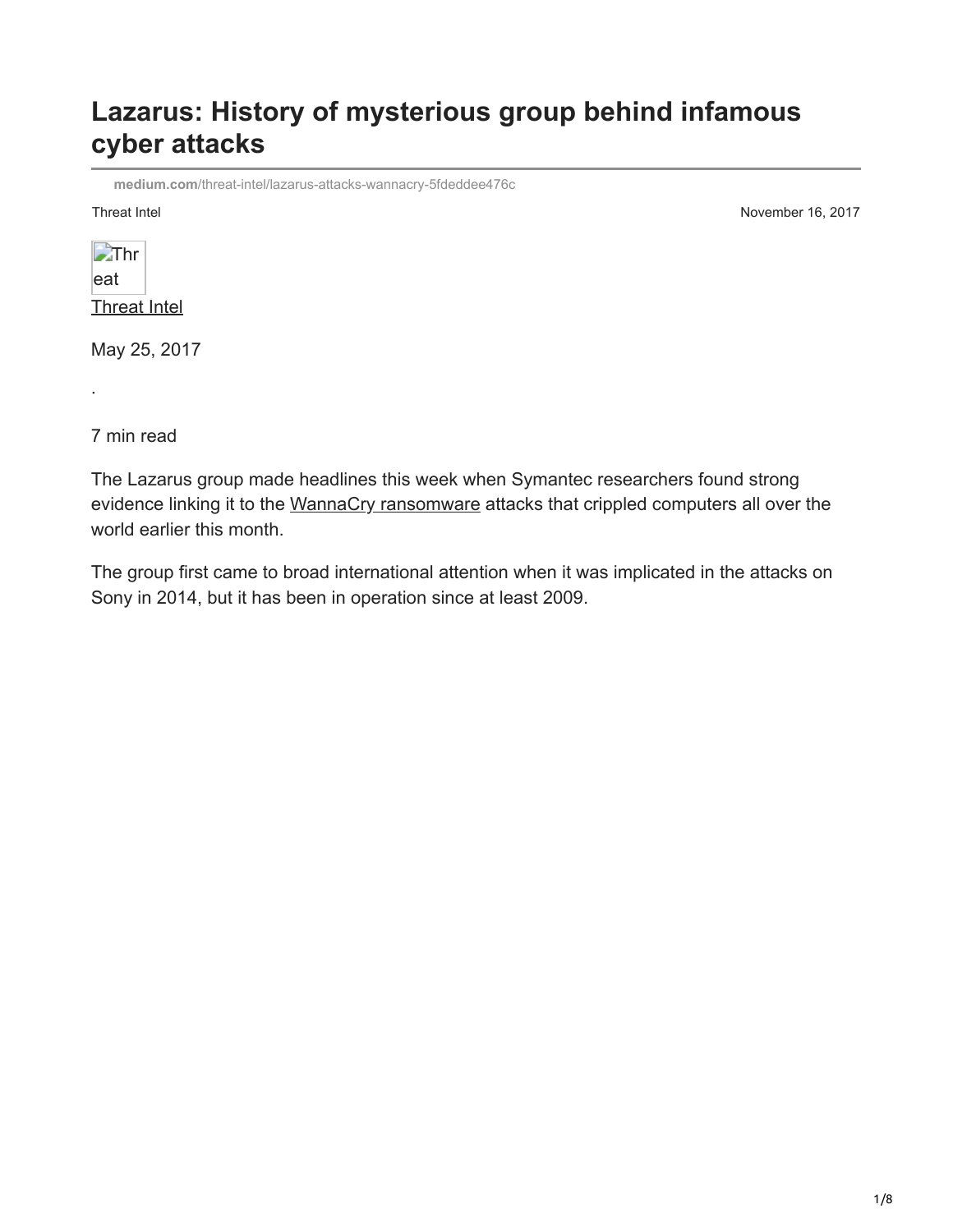# Lazarus: History of mysterious group behind infamous cyber attacks

medium.com/threat-intel/lazarus-attacks-wannacry-5fdeddee476c

Threat Intel

November 16, 2017

Threat Intel

May 25, 2017

·

7 min read

The Lazarus group made headlines this week when Symantec researchers found strong evidence linking it to the WannaCry ransomware attacks that crippled computers all over the world earlier this month.

The group first came to broad international attention when it was implicated in the attacks on Sony in 2014, but it has been in operation since at least 2009.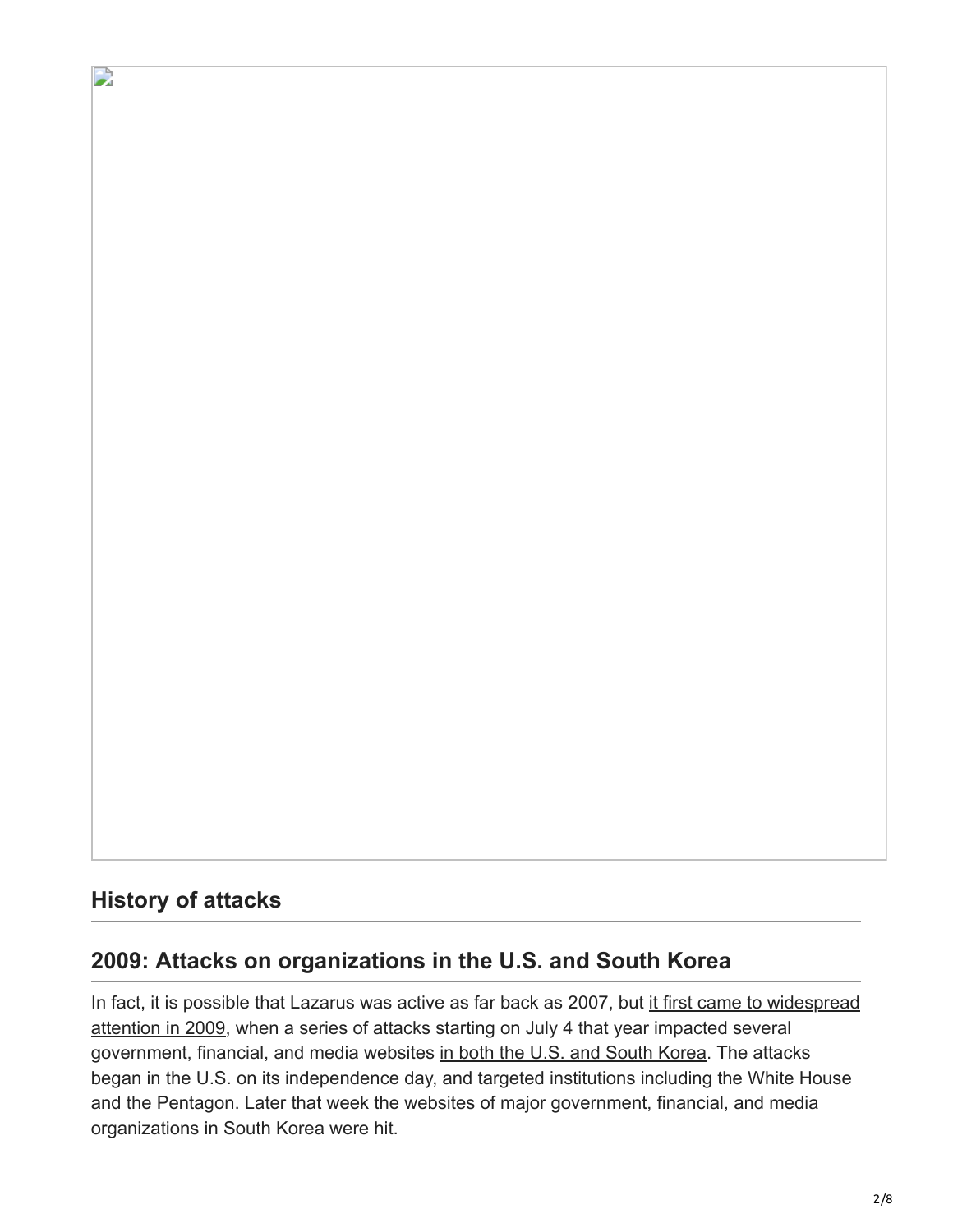## History of attacks

## 2009: Attacks on organizations in the U.S. and South Korea

In fact, it is possible that Lazarus was active as far back as 2007, but it first came to widespread attention in 2009, when a series of attacks starting on July 4 that year impacted several government, financial, and media websites in both the U.S. and South Korea. The attacks began in the U.S. on its independence day, and targeted institutions including the White House and the Pentagon. Later that week the websites of major government, financial, and media organizations in South Korea were hit.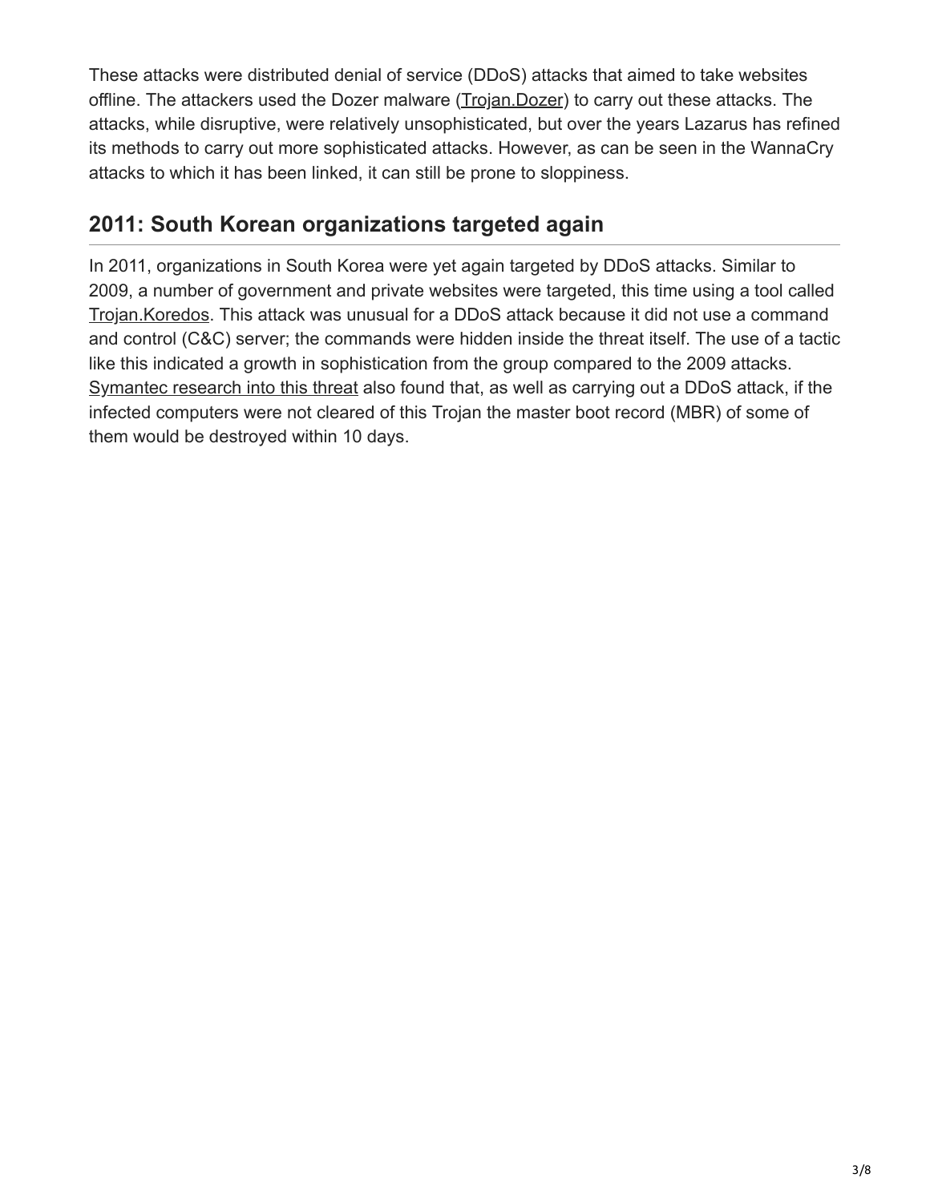These attacks were distributed denial of service (DDoS) attacks that aimed to take websites offline. The attackers used the Dozer malware (Trojan.Dozer) to carry out these attacks. The attacks, while disruptive, were relatively unsophisticated, but over the years Lazarus has refined its methods to carry out more sophisticated attacks. However, as can be seen in the WannaCry attacks to which it has been linked, it can still be prone to sloppiness.

## 2011: South Korean organizations targeted again

In 2011, organizations in South Korea were yet again targeted by DDoS attacks. Similar to 2009, a number of government and private websites were targeted, this time using a tool called Trojan.Koredos. This attack was unusual for a DDoS attack because it did not use a command and control (C&C) server; the commands were hidden inside the threat itself. The use of a tactic like this indicated a growth in sophistication from the group compared to the 2009 attacks. Symantec research into this threat also found that, as well as carrying out a DDoS attack, if the infected computers were not cleared of this Trojan the master boot record (MBR) of some of them would be destroyed within 10 days.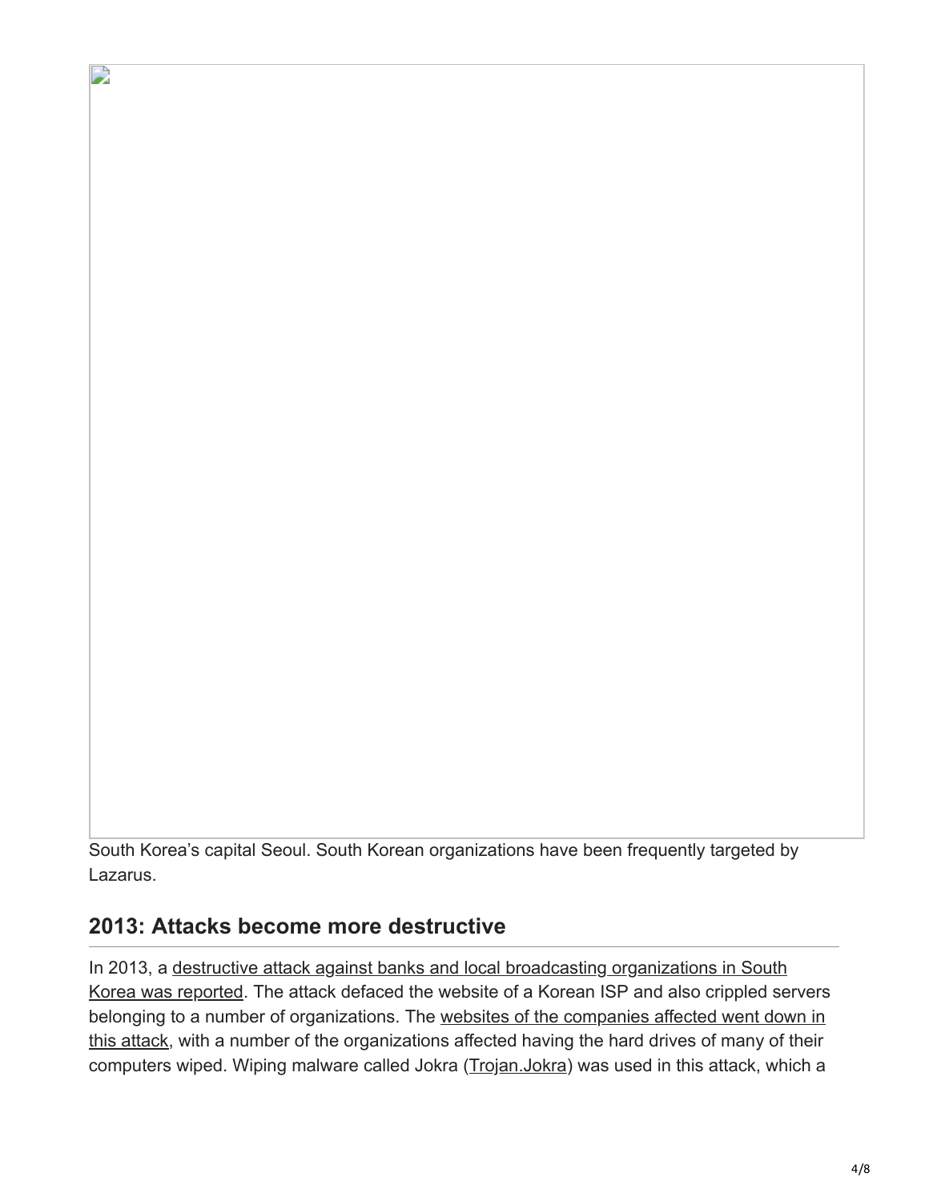South Korea's capital Seoul. South Korean organizations have been frequently targeted by Lazarus.

## 2013: Attacks become more destructive

In 2013, a destructive attack against banks and local broadcasting organizations in South Korea was reported. The attack defaced the website of a Korean ISP and also crippled servers belonging to a number of organizations. The websites of the companies affected went down in this attack, with a number of the organizations affected having the hard drives of many of their computers wiped. Wiping malware called Jokra (Trojan.Jokra) was used in this attack, which a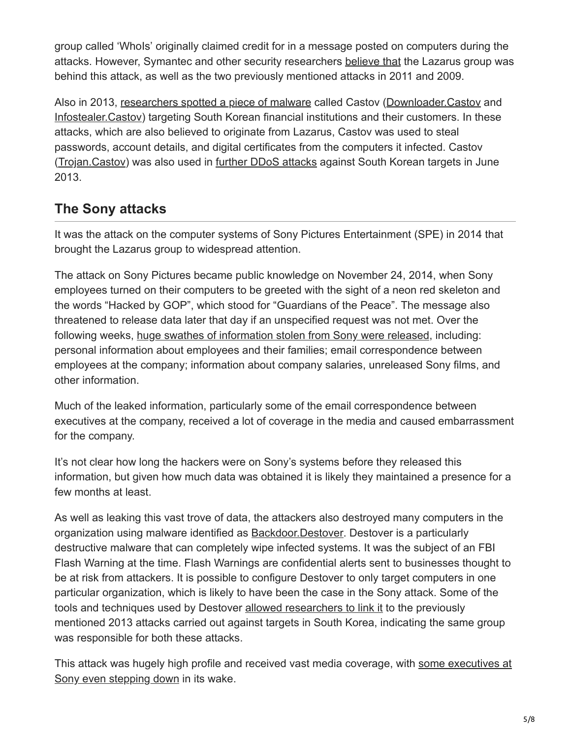group called 'WhoIs' originally claimed credit for in a message posted on computers during the attacks. However, Symantec and other security researchers believe that the Lazarus group was behind this attack, as well as the two previously mentioned attacks in 2011 and 2009.

Also in 2013, researchers spotted a piece of malware called Castov (Downloader.Castov and Infostealer.Castov) targeting South Korean financial institutions and their customers. In these attacks, which are also believed to originate from Lazarus, Castov was used to steal passwords, account details, and digital certificates from the computers it infected. Castov (Trojan.Castov) was also used in further DDoS attacks against South Korean targets in June 2013.

## The Sony attacks

It was the attack on the computer systems of Sony Pictures Entertainment (SPE) in 2014 that brought the Lazarus group to widespread attention.

The attack on Sony Pictures became public knowledge on November 24, 2014, when Sony employees turned on their computers to be greeted with the sight of a neon red skeleton and the words "Hacked by GOP", which stood for "Guardians of the Peace". The message also threatened to release data later that day if an unspecified request was not met. Over the following weeks, huge swathes of information stolen from Sony were released, including: personal information about employees and their families; email correspondence between employees at the company; information about company salaries, unreleased Sony films, and other information.

Much of the leaked information, particularly some of the email correspondence between executives at the company, received a lot of coverage in the media and caused embarrassment for the company.

It's not clear how long the hackers were on Sony's systems before they released this information, but given how much data was obtained it is likely they maintained a presence for a few months at least.

As well as leaking this vast trove of data, the attackers also destroyed many computers in the organization using malware identified as Backdoor.Destover. Destover is a particularly destructive malware that can completely wipe infected systems. It was the subject of an FBI Flash Warning at the time. Flash Warnings are confidential alerts sent to businesses thought to be at risk from attackers. It is possible to configure Destover to only target computers in one particular organization, which is likely to have been the case in the Sony attack. Some of the tools and techniques used by Destover allowed researchers to link it to the previously mentioned 2013 attacks carried out against targets in South Korea, indicating the same group was responsible for both these attacks.

This attack was hugely high profile and received vast media coverage, with some executives at Sony even stepping down in its wake.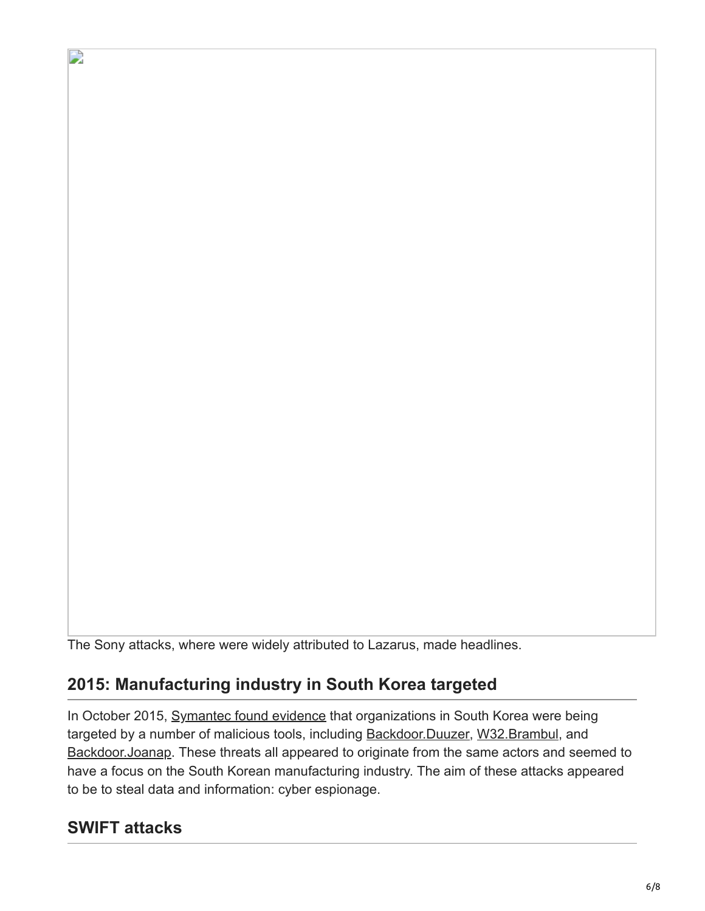The Sony attacks, where were widely attributed to Lazarus, made headlines.

## 2015: Manufacturing industry in South Korea targeted

In October 2015, Symantec found evidence that organizations in South Korea were being targeted by a number of malicious tools, including Backdoor.Duuzer, W32.Brambul, and Backdoor.Joanap. These threats all appeared to originate from the same actors and seemed to have a focus on the South Korean manufacturing industry. The aim of these attacks appeared to be to steal data and information: cyber espionage.

## SWIFT attacks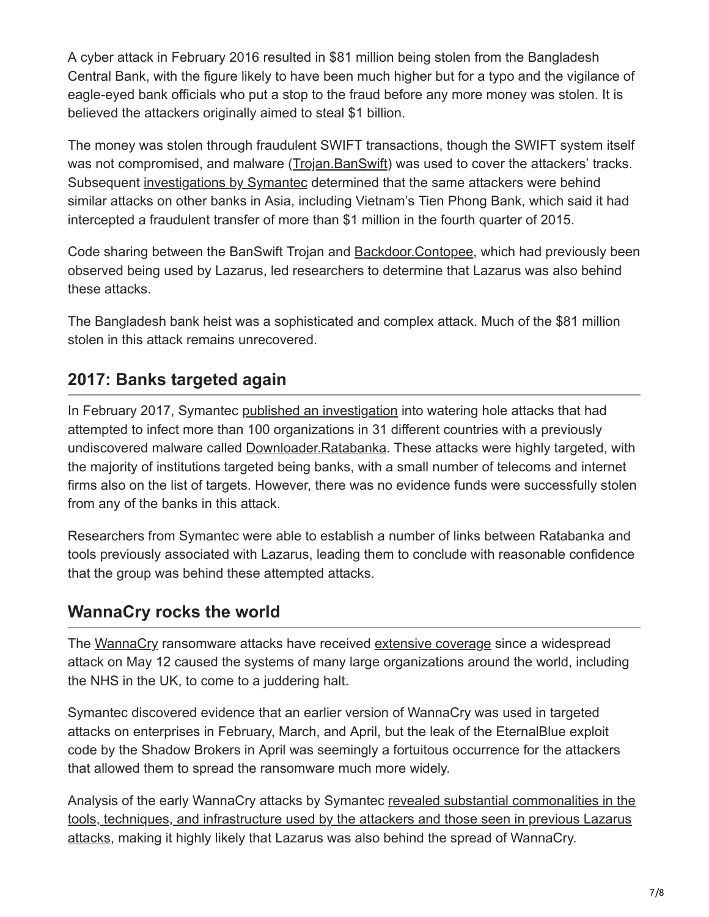A cyber attack in February 2016 resulted in $81 million being stolen from the Bangladesh Central Bank, with the figure likely to have been much higher but for a typo and the vigilance of eagle-eyed bank officials who put a stop to the fraud before any more money was stolen. It is believed the attackers originally aimed to steal $1 billion.

The money was stolen through fraudulent SWIFT transactions, though the SWIFT system itself was not compromised, and malware (Trojan.BanSwift) was used to cover the attackers' tracks. Subsequent investigations by Symantec determined that the same attackers were behind similar attacks on other banks in Asia, including Vietnam's Tien Phong Bank, which said it had intercepted a fraudulent transfer of more than $1 million in the fourth quarter of 2015.

Code sharing between the BanSwift Trojan and Backdoor.Contopee, which had previously been observed being used by Lazarus, led researchers to determine that Lazarus was also behind these attacks.

The Bangladesh bank heist was a sophisticated and complex attack. Much of the $81 million stolen in this attack remains unrecovered.

## 2017: Banks targeted again

In February 2017, Symantec published an investigation into watering hole attacks that had attempted to infect more than 100 organizations in 31 different countries with a previously undiscovered malware called Downloader.Ratabanka. These attacks were highly targeted, with the majority of institutions targeted being banks, with a small number of telecoms and internet firms also on the list of targets. However, there was no evidence funds were successfully stolen from any of the banks in this attack.

Researchers from Symantec were able to establish a number of links between Ratabanka and tools previously associated with Lazarus, leading them to conclude with reasonable confidence that the group was behind these attempted attacks.

## WannaCry rocks the world

The WannaCry ransomware attacks have received extensive coverage since a widespread attack on May 12 caused the systems of many large organizations around the world, including the NHS in the UK, to come to a juddering halt.

Symantec discovered evidence that an earlier version of WannaCry was used in targeted attacks on enterprises in February, March, and April, but the leak of the EternalBlue exploit code by the Shadow Brokers in April was seemingly a fortuitous occurrence for the attackers that allowed them to spread the ransomware much more widely.

Analysis of the early WannaCry attacks by Symantec revealed substantial commonalities in the tools, techniques, and infrastructure used by the attackers and those seen in previous Lazarus attacks, making it highly likely that Lazarus was also behind the spread of WannaCry.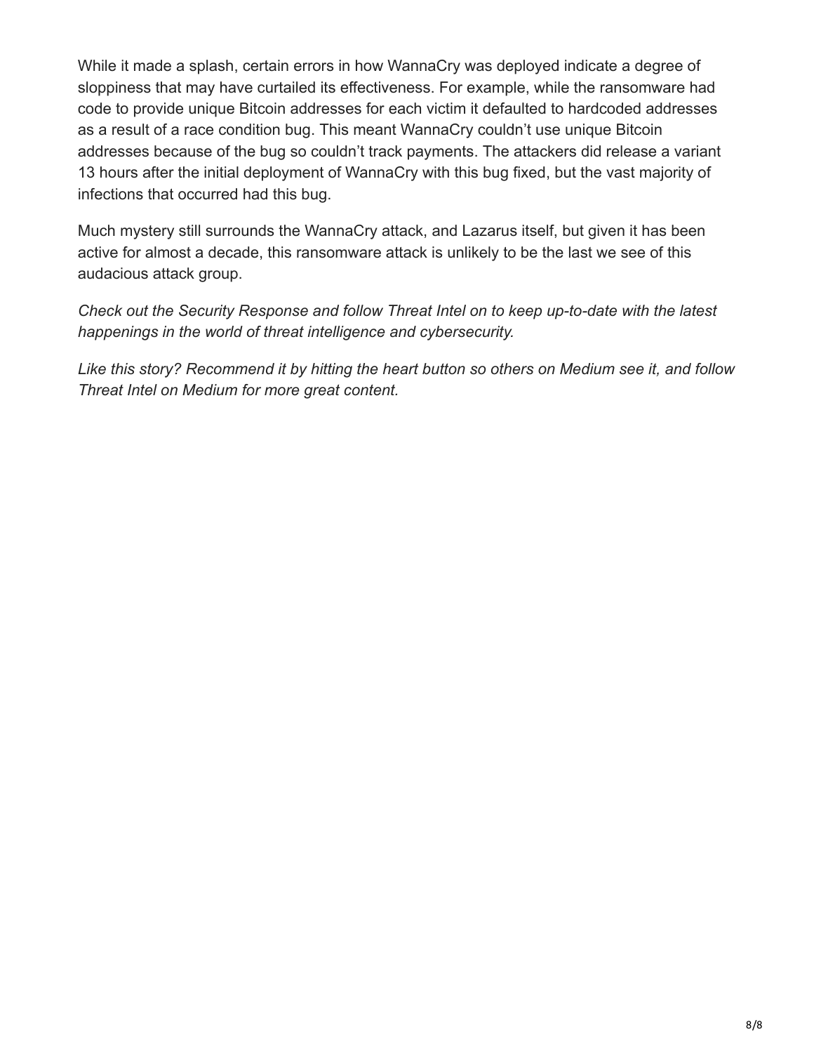While it made a splash, certain errors in how WannaCry was deployed indicate a degree of sloppiness that may have curtailed its effectiveness. For example, while the ransomware had code to provide unique Bitcoin addresses for each victim it defaulted to hardcoded addresses as a result of a race condition bug. This meant WannaCry couldn't use unique Bitcoin addresses because of the bug so couldn't track payments. The attackers did release a variant 13 hours after the initial deployment of WannaCry with this bug fixed, but the vast majority of infections that occurred had this bug.

Much mystery still surrounds the WannaCry attack, and Lazarus itself, but given it has been active for almost a decade, this ransomware attack is unlikely to be the last we see of this audacious attack group.

*Check out the Security Response and follow Threat Intel on to keep up-to-date with the latest happenings in the world of threat intelligence and cybersecurity.*

*Like this story? Recommend it by hitting the heart button so others on Medium see it, and follow Threat Intel on Medium for more great content.*